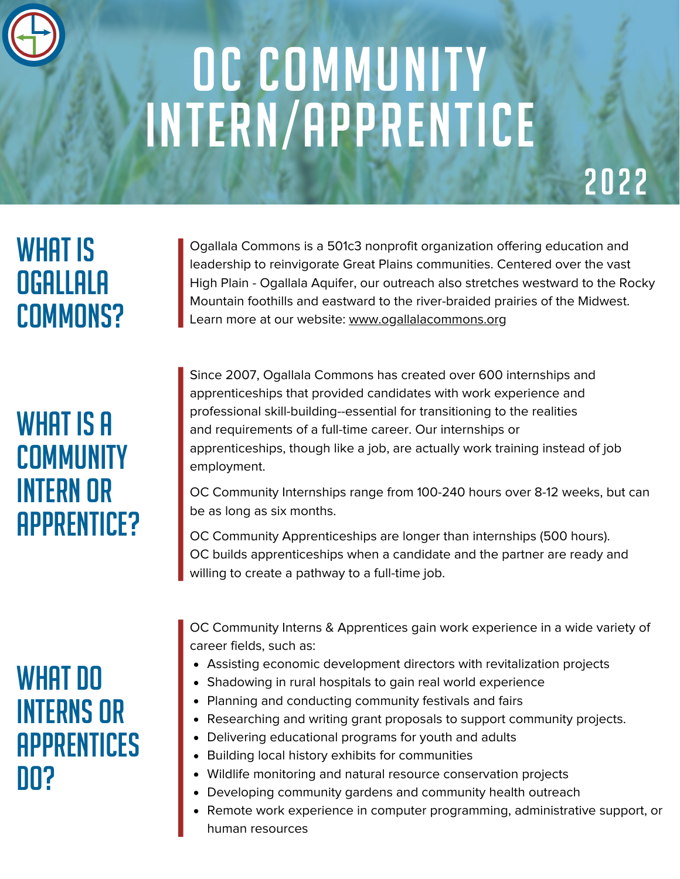# OC COMMUNITY INTERN/APPRENTICE

2022

## WHAT IS OGALLALA COMMONS?

Ogallala Commons is a 501c3 nonprofit organization offering education and leadership to reinvigorate Great Plains communities. Centered over the vast High Plain - Ogallala Aquifer, our outreach also stretches westward to the Rocky Mountain foothills and eastward to the river-braided prairies of the Midwest. Learn more at our website: www.ogallalacommons.org

## WHAT IS A COMMUNITY INTERN OR APPRENTICE?

Since 2007, Ogallala Commons has created over 600 internships and apprenticeships that provided candidates with work experience and professional skill-building--essential for transitioning to the realities and requirements of a full-time career. Our internships or apprenticeships, though like a job, are actually work training instead of job employment.

OC Community Internships range from 100-240 hours over 8-12 weeks, but can be as long as six months.

OC Community Apprenticeships are longer than internships (500 hours). OC builds apprenticeships when a candidate and the partner are ready and willing to create a pathway to a full-time job.

## WHAT DO INTERNS OR APPRENTICES DO?

OC Community Interns & Apprentices gain work experience in a wide variety of career fields, such as:

- Assisting economic development directors with revitalization projects
- Shadowing in rural hospitals to gain real world experience
- Planning and conducting community festivals and fairs
- Researching and writing grant proposals to support community projects.
- Delivering educational programs for youth and adults
- Building local history exhibits for communities
- Wildlife monitoring and natural resource conservation projects
- Developing community gardens and community health outreach
- Remote work experience in computer programming, administrative support, or human resources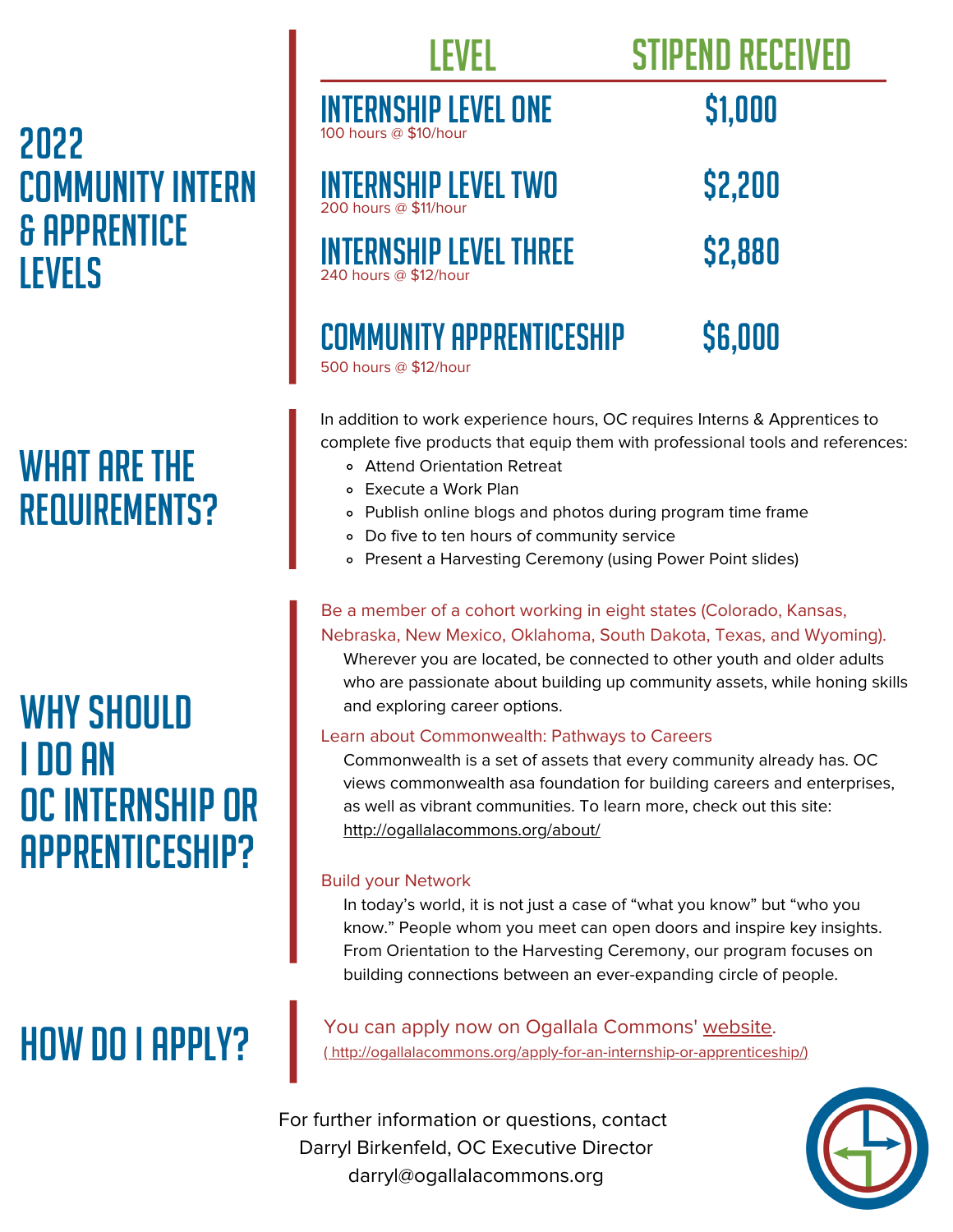## 2022 Community Intern & Apprentice Levels

| Level | Stipend Received |
|---|---|
| **Internship Level One**<br>100 hours @ $10/hour | $1,000 |
| **Internship Level Two**<br>200 hours @ $11/hour | $2,200 |
| **Internship Level Three**<br>240 hours @ $12/hour | $2,880 |
| **Community Apprenticeship**<br>500 hours @ $12/hour | $6,000 |

## What are the Requirements?

In addition to work experience hours, OC requires Interns & Apprentices to complete five products that equip them with professional tools and references:

- Attend Orientation Retreat
- Execute a Work Plan
- Publish online blogs and photos during program time frame
- Do five to ten hours of community service
- Present a Harvesting Ceremony (using Power Point slides)

## Why should I do an OC Internship or Apprenticeship?

Be a member of a cohort working in eight states (Colorado, Kansas, Nebraska, New Mexico, Oklahoma, South Dakota, Texas, and Wyoming).

Wherever you are located, be connected to other youth and older adults who are passionate about building up community assets, while honing skills and exploring career options.

Learn about Commonwealth: Pathways to Careers

Commonwealth is a set of assets that every community already has. OC views commonwealth asa foundation for building careers and enterprises, as well as vibrant communities. To learn more, check out this site: http://ogallalacommons.org/about/

Build your Network

In today's world, it is not just a case of "what you know" but "who you know." People whom you meet can open doors and inspire key insights. From Orientation to the Harvesting Ceremony, our program focuses on building connections between an ever-expanding circle of people.

## How do I apply?

You can apply now on Ogallala Commons' website.
( http://ogallalacommons.org/apply-for-an-internship-or-apprenticeship/)

For further information or questions, contact
Darryl Birkenfeld, OC Executive Director
darryl@ogallalacommons.org